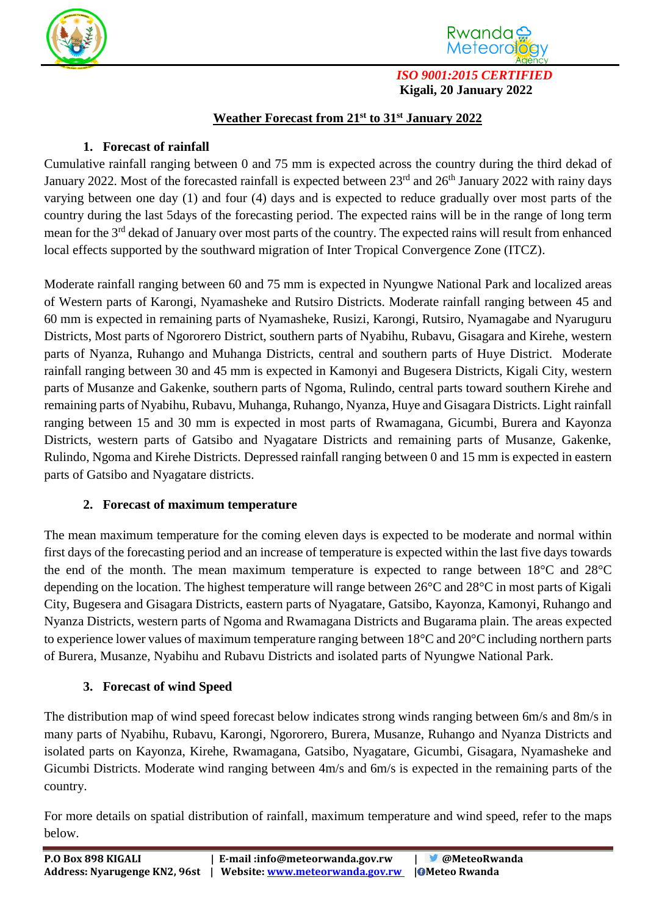*ISO 9001:2015 CERTIFIED*

**Kigali, 20 January 2022**

## Weather Forecast from 21st to 31st January 2022

### 1. Forecast of rainfall

Cumulative rainfall ranging between 0 and 75 mm is expected across the country during the third dekad of January 2022. Most of the forecasted rainfall is expected between 23rd and 26th January 2022 with rainy days varying between one day (1) and four (4) days and is expected to reduce gradually over most parts of the country during the last 5days of the forecasting period. The expected rains will be in the range of long term mean for the 3rd dekad of January over most parts of the country. The expected rains will result from enhanced local effects supported by the southward migration of Inter Tropical Convergence Zone (ITCZ).

Moderate rainfall ranging between 60 and 75 mm is expected in Nyungwe National Park and localized areas of Western parts of Karongi, Nyamasheke and Rutsiro Districts. Moderate rainfall ranging between 45 and 60 mm is expected in remaining parts of Nyamasheke, Rusizi, Karongi, Rutsiro, Nyamagabe and Nyaruguru Districts, Most parts of Ngororero District, southern parts of Nyabihu, Rubavu, Gisagara and Kirehe, western parts of Nyanza, Ruhango and Muhanga Districts, central and southern parts of Huye District. Moderate rainfall ranging between 30 and 45 mm is expected in Kamonyi and Bugesera Districts, Kigali City, western parts of Musanze and Gakenke, southern parts of Ngoma, Rulindo, central parts toward southern Kirehe and remaining parts of Nyabihu, Rubavu, Muhanga, Ruhango, Nyanza, Huye and Gisagara Districts. Light rainfall ranging between 15 and 30 mm is expected in most parts of Rwamagana, Gicumbi, Burera and Kayonza Districts, western parts of Gatsibo and Nyagatare Districts and remaining parts of Musanze, Gakenke, Rulindo, Ngoma and Kirehe Districts. Depressed rainfall ranging between 0 and 15 mm is expected in eastern parts of Gatsibo and Nyagatare districts.

### 2. Forecast of maximum temperature

The mean maximum temperature for the coming eleven days is expected to be moderate and normal within first days of the forecasting period and an increase of temperature is expected within the last five days towards the end of the month. The mean maximum temperature is expected to range between 18°C and 28°C depending on the location. The highest temperature will range between 26°C and 28°C in most parts of Kigali City, Bugesera and Gisagara Districts, eastern parts of Nyagatare, Gatsibo, Kayonza, Kamonyi, Ruhango and Nyanza Districts, western parts of Ngoma and Rwamagana Districts and Bugarama plain. The areas expected to experience lower values of maximum temperature ranging between 18°C and 20°C including northern parts of Burera, Musanze, Nyabihu and Rubavu Districts and isolated parts of Nyungwe National Park.

### 3. Forecast of wind Speed

The distribution map of wind speed forecast below indicates strong winds ranging between 6m/s and 8m/s in many parts of Nyabihu, Rubavu, Karongi, Ngororero, Burera, Musanze, Ruhango and Nyanza Districts and isolated parts on Kayonza, Kirehe, Rwamagana, Gatsibo, Nyagatare, Gicumbi, Gisagara, Nyamasheke and Gicumbi Districts. Moderate wind ranging between 4m/s and 6m/s is expected in the remaining parts of the country.

For more details on spatial distribution of rainfall, maximum temperature and wind speed, refer to the maps below.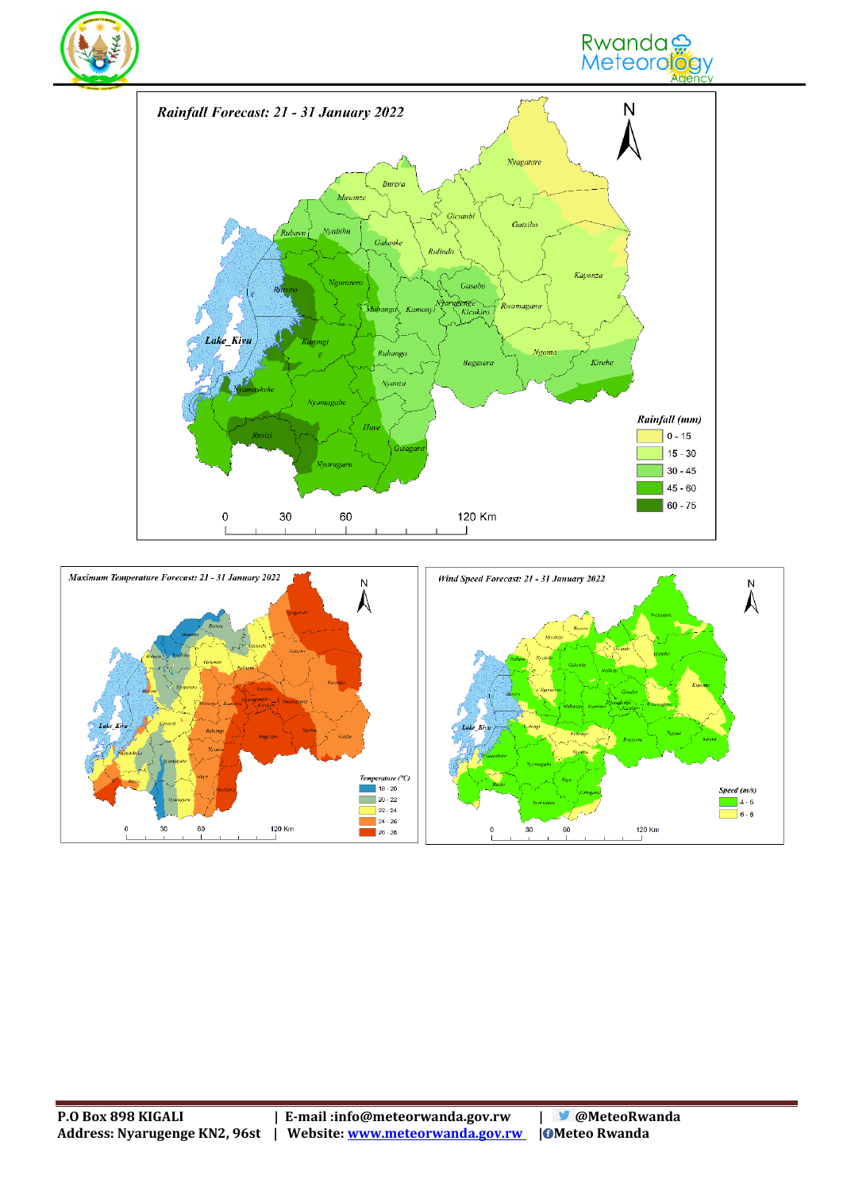Rainfall Forecast: 21 - 31 January 2022

N

Nyagatare
Burera
Musanze
Gicumbi
Gatsibo
Rubavu
Nyabihu
Gakenke
Rulindo
Kayonza
Gasabo
Ngororero
Rutsiro
Muhanga
Kamonyi
Nyarugenge
Kicukiro
Rwamagana
Lake_Kivu
Karongi
Ruhango
Ngoma
Bugesera
Kirehe
Nyanza
Nyamasheke
Nyamagabe
Huye
Gisagara
Rusizi
Nyaruguru

Rainfall (mm)
0 - 15
15 - 30
30 - 45
45 - 60
60 - 75

0 30 60 120 Km

Maximum Temperature Forecast: 21 - 31 January 2022

N

Temperature (°C)
18 - 20
20 - 22
22 - 24
24 - 26
26 - 28

0 30 60 120 Km

Wind Speed Forecast: 21 - 31 January 2022

N

Speed (m/s)
4 - 6
6 - 8

0 30 60 120 Km

**P.O Box 898 KIGALI** | **E-mail :info@meteorwanda.gov.rw** | **@MeteoRwanda**
**Address: Nyarugenge KN2, 96st** | **Website: www.meteorwanda.gov.rw** | **Meteo Rwanda**